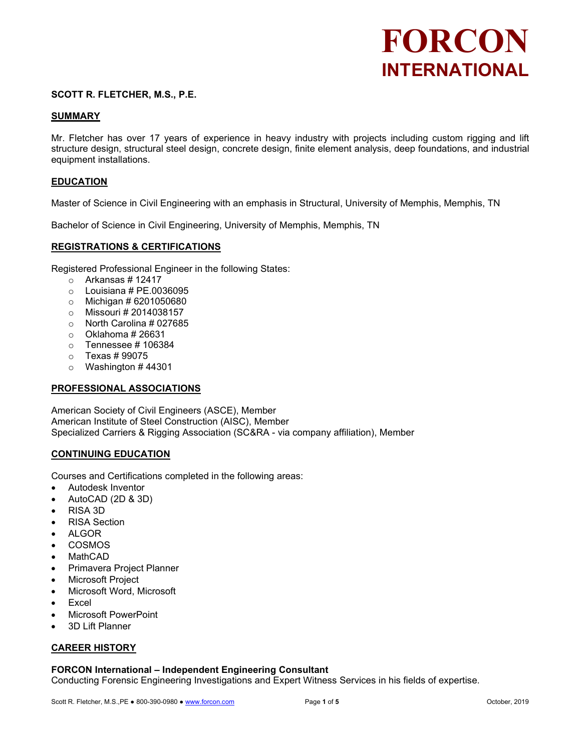# FORCON INTERNATIONAL

**SCOTT R. FLETCHER, M.S., P.E.**

## SUMMARY

Mr. Fletcher has over 17 years of experience in heavy industry with projects including custom rigging and lift structure design, structural steel design, concrete design, finite element analysis, deep foundations, and industrial equipment installations.

## EDUCATION

Master of Science in Civil Engineering with an emphasis in Structural, University of Memphis, Memphis, TN

Bachelor of Science in Civil Engineering, University of Memphis, Memphis, TN

## REGISTRATIONS & CERTIFICATIONS

Registered Professional Engineer in the following States:

- Arkansas # 12417
- Louisiana # PE.0036095
- Michigan # 6201050680
- Missouri # 2014038157
- North Carolina # 027685
- Oklahoma # 26631
- Tennessee # 106384
- Texas # 99075
- Washington # 44301

## PROFESSIONAL ASSOCIATIONS

American Society of Civil Engineers (ASCE), Member
American Institute of Steel Construction (AISC), Member
Specialized Carriers & Rigging Association (SC&RA - via company affiliation), Member

## CONTINUING EDUCATION

Courses and Certifications completed in the following areas:

- Autodesk Inventor
- AutoCAD (2D & 3D)
- RISA 3D
- RISA Section
- ALGOR
- COSMOS
- MathCAD
- Primavera Project Planner
- Microsoft Project
- Microsoft Word, Microsoft
- Excel
- Microsoft PowerPoint
- 3D Lift Planner

## CAREER HISTORY

**FORCON International – Independent Engineering Consultant**
Conducting Forensic Engineering Investigations and Expert Witness Services in his fields of expertise.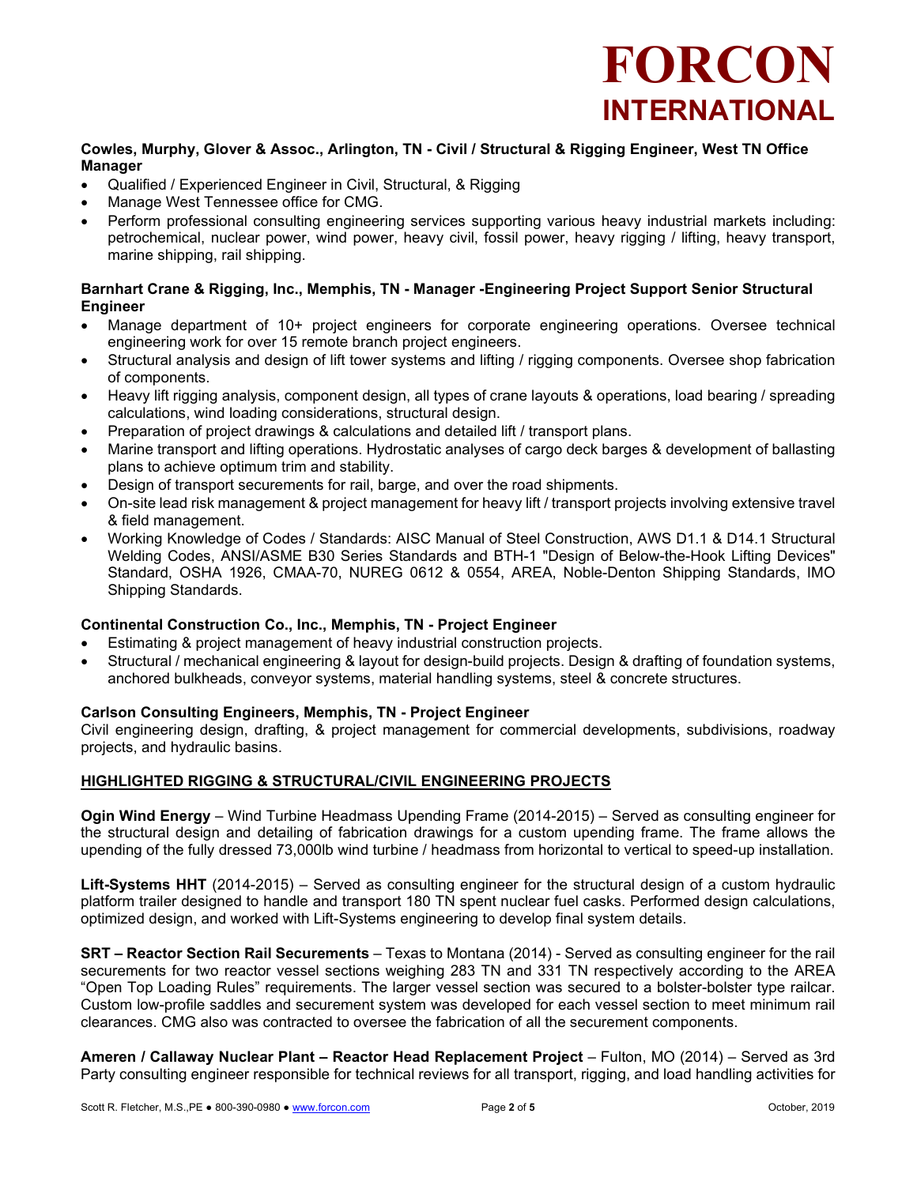**Cowles, Murphy, Glover & Assoc., Arlington, TN - Civil / Structural & Rigging Engineer, West TN Office Manager**

- Qualified / Experienced Engineer in Civil, Structural, & Rigging
- Manage West Tennessee office for CMG.
- Perform professional consulting engineering services supporting various heavy industrial markets including: petrochemical, nuclear power, wind power, heavy civil, fossil power, heavy rigging / lifting, heavy transport, marine shipping, rail shipping.

**Barnhart Crane & Rigging, Inc., Memphis, TN - Manager -Engineering Project Support Senior Structural Engineer**

- Manage department of 10+ project engineers for corporate engineering operations. Oversee technical engineering work for over 15 remote branch project engineers.
- Structural analysis and design of lift tower systems and lifting / rigging components. Oversee shop fabrication of components.
- Heavy lift rigging analysis, component design, all types of crane layouts & operations, load bearing / spreading calculations, wind loading considerations, structural design.
- Preparation of project drawings & calculations and detailed lift / transport plans.
- Marine transport and lifting operations. Hydrostatic analyses of cargo deck barges & development of ballasting plans to achieve optimum trim and stability.
- Design of transport securements for rail, barge, and over the road shipments.
- On-site lead risk management & project management for heavy lift / transport projects involving extensive travel & field management.
- Working Knowledge of Codes / Standards: AISC Manual of Steel Construction, AWS D1.1 & D14.1 Structural Welding Codes, ANSI/ASME B30 Series Standards and BTH-1 "Design of Below-the-Hook Lifting Devices" Standard, OSHA 1926, CMAA-70, NUREG 0612 & 0554, AREA, Noble-Denton Shipping Standards, IMO Shipping Standards.

**Continental Construction Co., Inc., Memphis, TN - Project Engineer**

- Estimating & project management of heavy industrial construction projects.
- Structural / mechanical engineering & layout for design-build projects. Design & drafting of foundation systems, anchored bulkheads, conveyor systems, material handling systems, steel & concrete structures.

**Carlson Consulting Engineers, Memphis, TN - Project Engineer**

Civil engineering design, drafting, & project management for commercial developments, subdivisions, roadway projects, and hydraulic basins.

## HIGHLIGHTED RIGGING & STRUCTURAL/CIVIL ENGINEERING PROJECTS

**Ogin Wind Energy** – Wind Turbine Headmass Upending Frame (2014-2015) – Served as consulting engineer for the structural design and detailing of fabrication drawings for a custom upending frame. The frame allows the upending of the fully dressed 73,000lb wind turbine / headmass from horizontal to vertical to speed-up installation.

**Lift-Systems HHT** (2014-2015) – Served as consulting engineer for the structural design of a custom hydraulic platform trailer designed to handle and transport 180 TN spent nuclear fuel casks. Performed design calculations, optimized design, and worked with Lift-Systems engineering to develop final system details.

**SRT – Reactor Section Rail Securements** – Texas to Montana (2014) - Served as consulting engineer for the rail securements for two reactor vessel sections weighing 283 TN and 331 TN respectively according to the AREA "Open Top Loading Rules" requirements. The larger vessel section was secured to a bolster-bolster type railcar. Custom low-profile saddles and securement system was developed for each vessel section to meet minimum rail clearances. CMG also was contracted to oversee the fabrication of all the securement components.

**Ameren / Callaway Nuclear Plant – Reactor Head Replacement Project** – Fulton, MO (2014) – Served as 3rd Party consulting engineer responsible for technical reviews for all transport, rigging, and load handling activities for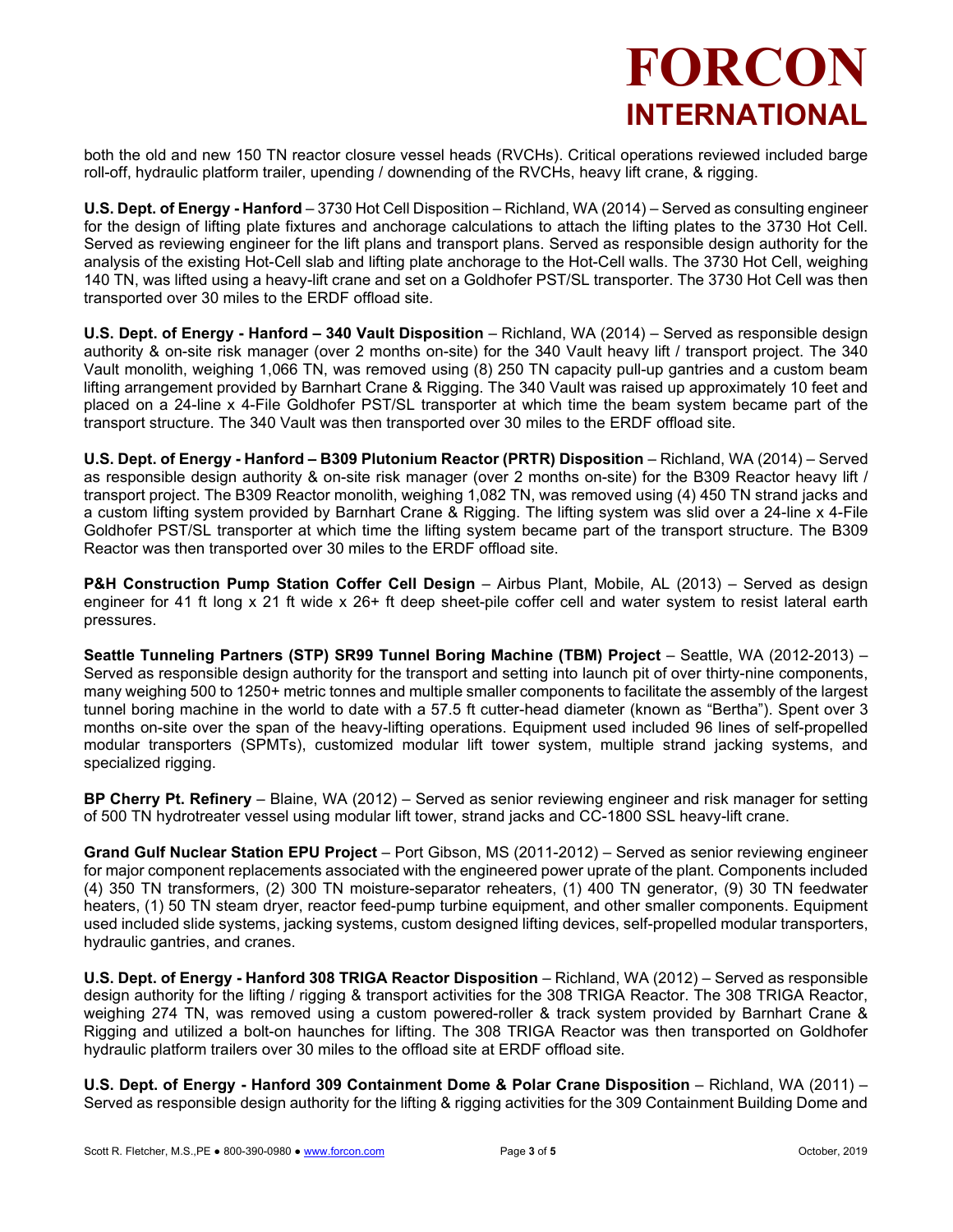both the old and new 150 TN reactor closure vessel heads (RVCHs). Critical operations reviewed included barge roll-off, hydraulic platform trailer, upending / downending of the RVCHs, heavy lift crane, & rigging.

**U.S. Dept. of Energy - Hanford** – 3730 Hot Cell Disposition – Richland, WA (2014) – Served as consulting engineer for the design of lifting plate fixtures and anchorage calculations to attach the lifting plates to the 3730 Hot Cell. Served as reviewing engineer for the lift plans and transport plans. Served as responsible design authority for the analysis of the existing Hot-Cell slab and lifting plate anchorage to the Hot-Cell walls. The 3730 Hot Cell, weighing 140 TN, was lifted using a heavy-lift crane and set on a Goldhofer PST/SL transporter. The 3730 Hot Cell was then transported over 30 miles to the ERDF offload site.

**U.S. Dept. of Energy - Hanford – 340 Vault Disposition** – Richland, WA (2014) – Served as responsible design authority & on-site risk manager (over 2 months on-site) for the 340 Vault heavy lift / transport project. The 340 Vault monolith, weighing 1,066 TN, was removed using (8) 250 TN capacity pull-up gantries and a custom beam lifting arrangement provided by Barnhart Crane & Rigging. The 340 Vault was raised up approximately 10 feet and placed on a 24-line x 4-File Goldhofer PST/SL transporter at which time the beam system became part of the transport structure. The 340 Vault was then transported over 30 miles to the ERDF offload site.

**U.S. Dept. of Energy - Hanford – B309 Plutonium Reactor (PRTR) Disposition** – Richland, WA (2014) – Served as responsible design authority & on-site risk manager (over 2 months on-site) for the B309 Reactor heavy lift / transport project. The B309 Reactor monolith, weighing 1,082 TN, was removed using (4) 450 TN strand jacks and a custom lifting system provided by Barnhart Crane & Rigging. The lifting system was slid over a 24-line x 4-File Goldhofer PST/SL transporter at which time the lifting system became part of the transport structure. The B309 Reactor was then transported over 30 miles to the ERDF offload site.

**P&H Construction Pump Station Coffer Cell Design** – Airbus Plant, Mobile, AL (2013) – Served as design engineer for 41 ft long x 21 ft wide x 26+ ft deep sheet-pile coffer cell and water system to resist lateral earth pressures.

**Seattle Tunneling Partners (STP) SR99 Tunnel Boring Machine (TBM) Project** – Seattle, WA (2012-2013) – Served as responsible design authority for the transport and setting into launch pit of over thirty-nine components, many weighing 500 to 1250+ metric tonnes and multiple smaller components to facilitate the assembly of the largest tunnel boring machine in the world to date with a 57.5 ft cutter-head diameter (known as "Bertha"). Spent over 3 months on-site over the span of the heavy-lifting operations. Equipment used included 96 lines of self-propelled modular transporters (SPMTs), customized modular lift tower system, multiple strand jacking systems, and specialized rigging.

**BP Cherry Pt. Refinery** – Blaine, WA (2012) – Served as senior reviewing engineer and risk manager for setting of 500 TN hydrotreater vessel using modular lift tower, strand jacks and CC-1800 SSL heavy-lift crane.

**Grand Gulf Nuclear Station EPU Project** – Port Gibson, MS (2011-2012) – Served as senior reviewing engineer for major component replacements associated with the engineered power uprate of the plant. Components included (4) 350 TN transformers, (2) 300 TN moisture-separator reheaters, (1) 400 TN generator, (9) 30 TN feedwater heaters, (1) 50 TN steam dryer, reactor feed-pump turbine equipment, and other smaller components. Equipment used included slide systems, jacking systems, custom designed lifting devices, self-propelled modular transporters, hydraulic gantries, and cranes.

**U.S. Dept. of Energy - Hanford 308 TRIGA Reactor Disposition** – Richland, WA (2012) – Served as responsible design authority for the lifting / rigging & transport activities for the 308 TRIGA Reactor. The 308 TRIGA Reactor, weighing 274 TN, was removed using a custom powered-roller & track system provided by Barnhart Crane & Rigging and utilized a bolt-on haunches for lifting. The 308 TRIGA Reactor was then transported on Goldhofer hydraulic platform trailers over 30 miles to the offload site at ERDF offload site.

**U.S. Dept. of Energy - Hanford 309 Containment Dome & Polar Crane Disposition** – Richland, WA (2011) – Served as responsible design authority for the lifting & rigging activities for the 309 Containment Building Dome and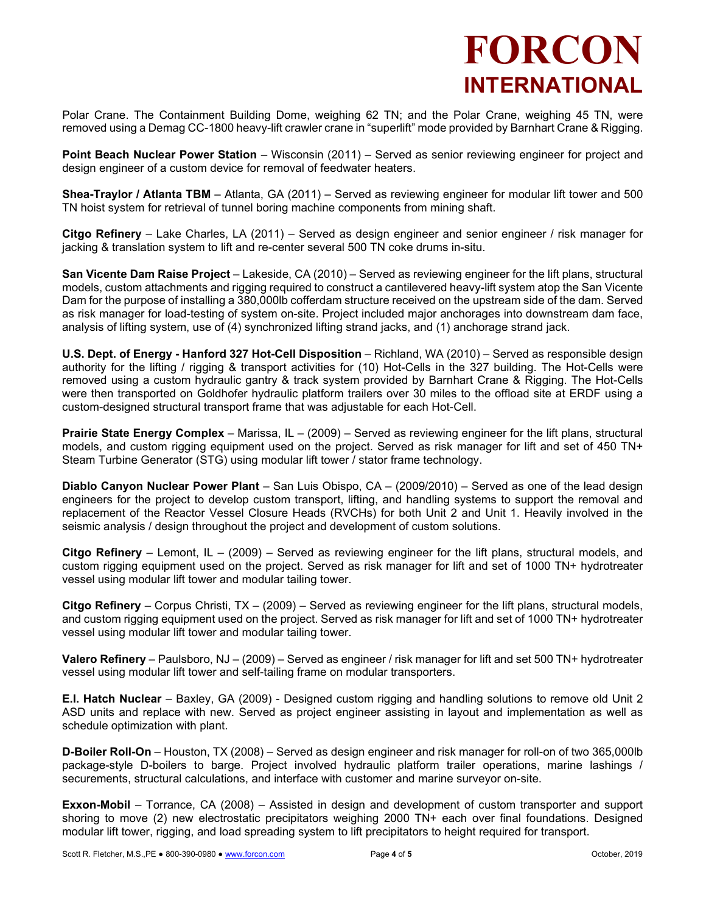Polar Crane. The Containment Building Dome, weighing 62 TN; and the Polar Crane, weighing 45 TN, were removed using a Demag CC-1800 heavy-lift crawler crane in "superlift" mode provided by Barnhart Crane & Rigging.

**Point Beach Nuclear Power Station** – Wisconsin (2011) – Served as senior reviewing engineer for project and design engineer of a custom device for removal of feedwater heaters.

**Shea-Traylor / Atlanta TBM** – Atlanta, GA (2011) – Served as reviewing engineer for modular lift tower and 500 TN hoist system for retrieval of tunnel boring machine components from mining shaft.

**Citgo Refinery** – Lake Charles, LA (2011) – Served as design engineer and senior engineer / risk manager for jacking & translation system to lift and re-center several 500 TN coke drums in-situ.

**San Vicente Dam Raise Project** – Lakeside, CA (2010) – Served as reviewing engineer for the lift plans, structural models, custom attachments and rigging required to construct a cantilevered heavy-lift system atop the San Vicente Dam for the purpose of installing a 380,000lb cofferdam structure received on the upstream side of the dam. Served as risk manager for load-testing of system on-site. Project included major anchorages into downstream dam face, analysis of lifting system, use of (4) synchronized lifting strand jacks, and (1) anchorage strand jack.

**U.S. Dept. of Energy - Hanford 327 Hot-Cell Disposition** – Richland, WA (2010) – Served as responsible design authority for the lifting / rigging & transport activities for (10) Hot-Cells in the 327 building. The Hot-Cells were removed using a custom hydraulic gantry & track system provided by Barnhart Crane & Rigging. The Hot-Cells were then transported on Goldhofer hydraulic platform trailers over 30 miles to the offload site at ERDF using a custom-designed structural transport frame that was adjustable for each Hot-Cell.

**Prairie State Energy Complex** – Marissa, IL – (2009) – Served as reviewing engineer for the lift plans, structural models, and custom rigging equipment used on the project. Served as risk manager for lift and set of 450 TN+ Steam Turbine Generator (STG) using modular lift tower / stator frame technology.

**Diablo Canyon Nuclear Power Plant** – San Luis Obispo, CA – (2009/2010) – Served as one of the lead design engineers for the project to develop custom transport, lifting, and handling systems to support the removal and replacement of the Reactor Vessel Closure Heads (RVCHs) for both Unit 2 and Unit 1. Heavily involved in the seismic analysis / design throughout the project and development of custom solutions.

**Citgo Refinery** – Lemont, IL – (2009) – Served as reviewing engineer for the lift plans, structural models, and custom rigging equipment used on the project. Served as risk manager for lift and set of 1000 TN+ hydrotreater vessel using modular lift tower and modular tailing tower.

**Citgo Refinery** – Corpus Christi, TX – (2009) – Served as reviewing engineer for the lift plans, structural models, and custom rigging equipment used on the project. Served as risk manager for lift and set of 1000 TN+ hydrotreater vessel using modular lift tower and modular tailing tower.

**Valero Refinery** – Paulsboro, NJ – (2009) – Served as engineer / risk manager for lift and set 500 TN+ hydrotreater vessel using modular lift tower and self-tailing frame on modular transporters.

**E.I. Hatch Nuclear** – Baxley, GA (2009) - Designed custom rigging and handling solutions to remove old Unit 2 ASD units and replace with new. Served as project engineer assisting in layout and implementation as well as schedule optimization with plant.

**D-Boiler Roll-On** – Houston, TX (2008) – Served as design engineer and risk manager for roll-on of two 365,000lb package-style D-boilers to barge. Project involved hydraulic platform trailer operations, marine lashings / securements, structural calculations, and interface with customer and marine surveyor on-site.

**Exxon-Mobil** – Torrance, CA (2008) – Assisted in design and development of custom transporter and support shoring to move (2) new electrostatic precipitators weighing 2000 TN+ each over final foundations. Designed modular lift tower, rigging, and load spreading system to lift precipitators to height required for transport.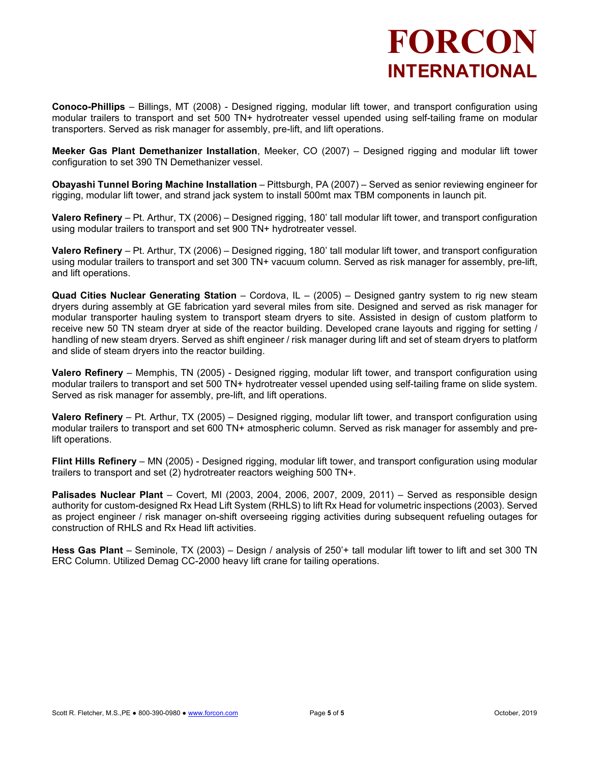**Conoco-Phillips** – Billings, MT (2008) - Designed rigging, modular lift tower, and transport configuration using modular trailers to transport and set 500 TN+ hydrotreater vessel upended using self-tailing frame on modular transporters. Served as risk manager for assembly, pre-lift, and lift operations.

**Meeker Gas Plant Demethanizer Installation**, Meeker, CO (2007) – Designed rigging and modular lift tower configuration to set 390 TN Demethanizer vessel.

**Obayashi Tunnel Boring Machine Installation** – Pittsburgh, PA (2007) – Served as senior reviewing engineer for rigging, modular lift tower, and strand jack system to install 500mt max TBM components in launch pit.

**Valero Refinery** – Pt. Arthur, TX (2006) – Designed rigging, 180' tall modular lift tower, and transport configuration using modular trailers to transport and set 900 TN+ hydrotreater vessel.

**Valero Refinery** – Pt. Arthur, TX (2006) – Designed rigging, 180' tall modular lift tower, and transport configuration using modular trailers to transport and set 300 TN+ vacuum column. Served as risk manager for assembly, pre-lift, and lift operations.

**Quad Cities Nuclear Generating Station** – Cordova, IL – (2005) – Designed gantry system to rig new steam dryers during assembly at GE fabrication yard several miles from site. Designed and served as risk manager for modular transporter hauling system to transport steam dryers to site. Assisted in design of custom platform to receive new 50 TN steam dryer at side of the reactor building. Developed crane layouts and rigging for setting / handling of new steam dryers. Served as shift engineer / risk manager during lift and set of steam dryers to platform and slide of steam dryers into the reactor building.

**Valero Refinery** – Memphis, TN (2005) - Designed rigging, modular lift tower, and transport configuration using modular trailers to transport and set 500 TN+ hydrotreater vessel upended using self-tailing frame on slide system. Served as risk manager for assembly, pre-lift, and lift operations.

**Valero Refinery** – Pt. Arthur, TX (2005) – Designed rigging, modular lift tower, and transport configuration using modular trailers to transport and set 600 TN+ atmospheric column. Served as risk manager for assembly and pre-lift operations.

**Flint Hills Refinery** – MN (2005) - Designed rigging, modular lift tower, and transport configuration using modular trailers to transport and set (2) hydrotreater reactors weighing 500 TN+.

**Palisades Nuclear Plant** – Covert, MI (2003, 2004, 2006, 2007, 2009, 2011) – Served as responsible design authority for custom-designed Rx Head Lift System (RHLS) to lift Rx Head for volumetric inspections (2003). Served as project engineer / risk manager on-shift overseeing rigging activities during subsequent refueling outages for construction of RHLS and Rx Head lift activities.

**Hess Gas Plant** – Seminole, TX (2003) – Design / analysis of 250'+ tall modular lift tower to lift and set 300 TN ERC Column. Utilized Demag CC-2000 heavy lift crane for tailing operations.